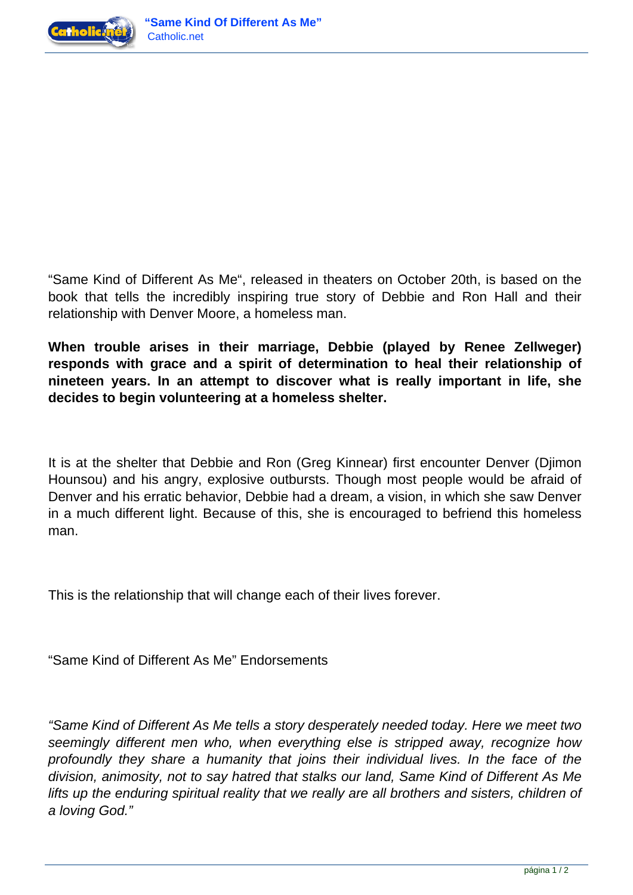“Same Kind of Different As Me“, released in theaters on October 20th, is based on the book that tells the incredibly inspiring true story of Debbie and Ron Hall and their relationship with Denver Moore, a homeless man.

**When trouble arises in their marriage, Debbie (played by Renee Zellweger) responds with grace and a spirit of determination to heal their relationship of nineteen years. In an attempt to discover what is really important in life, she decides to begin volunteering at a homeless shelter.**

It is at the shelter that Debbie and Ron (Greg Kinnear) first encounter Denver (Djimon Hounsou) and his angry, explosive outbursts. Though most people would be afraid of Denver and his erratic behavior, Debbie had a dream, a vision, in which she saw Denver in a much different light. Because of this, she is encouraged to befriend this homeless man.

This is the relationship that will change each of their lives forever.

“Same Kind of Different As Me” Endorsements

*“Same Kind of Different As Me tells a story desperately needed today. Here we meet two seemingly different men who, when everything else is stripped away, recognize how profoundly they share a humanity that joins their individual lives. In the face of the division, animosity, not to say hatred that stalks our land, Same Kind of Different As Me lifts up the enduring spiritual reality that we really are all brothers and sisters, children of a loving God.”*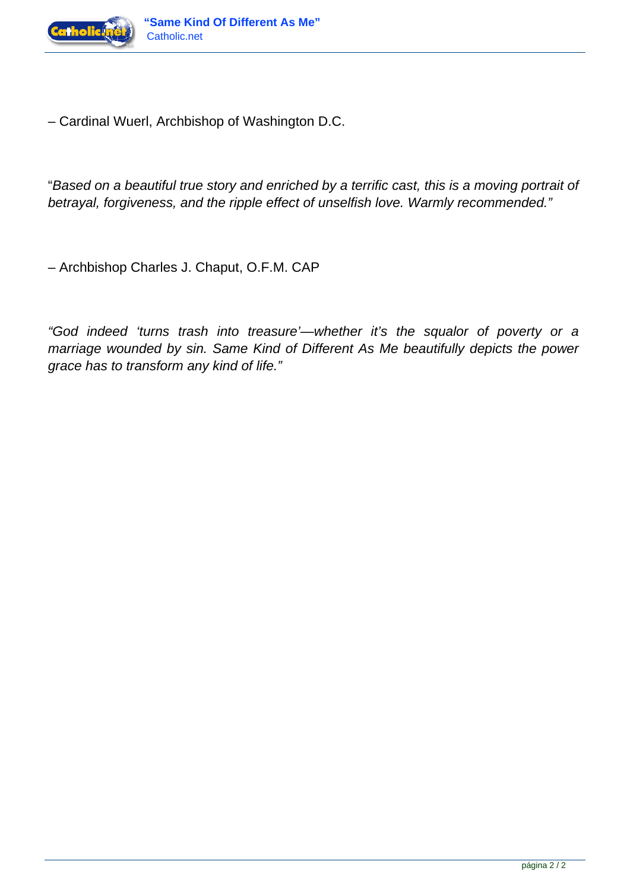– Cardinal Wuerl, Archbishop of Washington D.C.

"*Based on a beautiful true story and enriched by a terrific cast, this is a moving portrait of betrayal, forgiveness, and the ripple effect of unselfish love. Warmly recommended."*

– Archbishop Charles J. Chaput, O.F.M. CAP

*"God indeed 'turns trash into treasure'—whether it's the squalor of poverty or a marriage wounded by sin. Same Kind of Different As Me beautifully depicts the power grace has to transform any kind of life."*